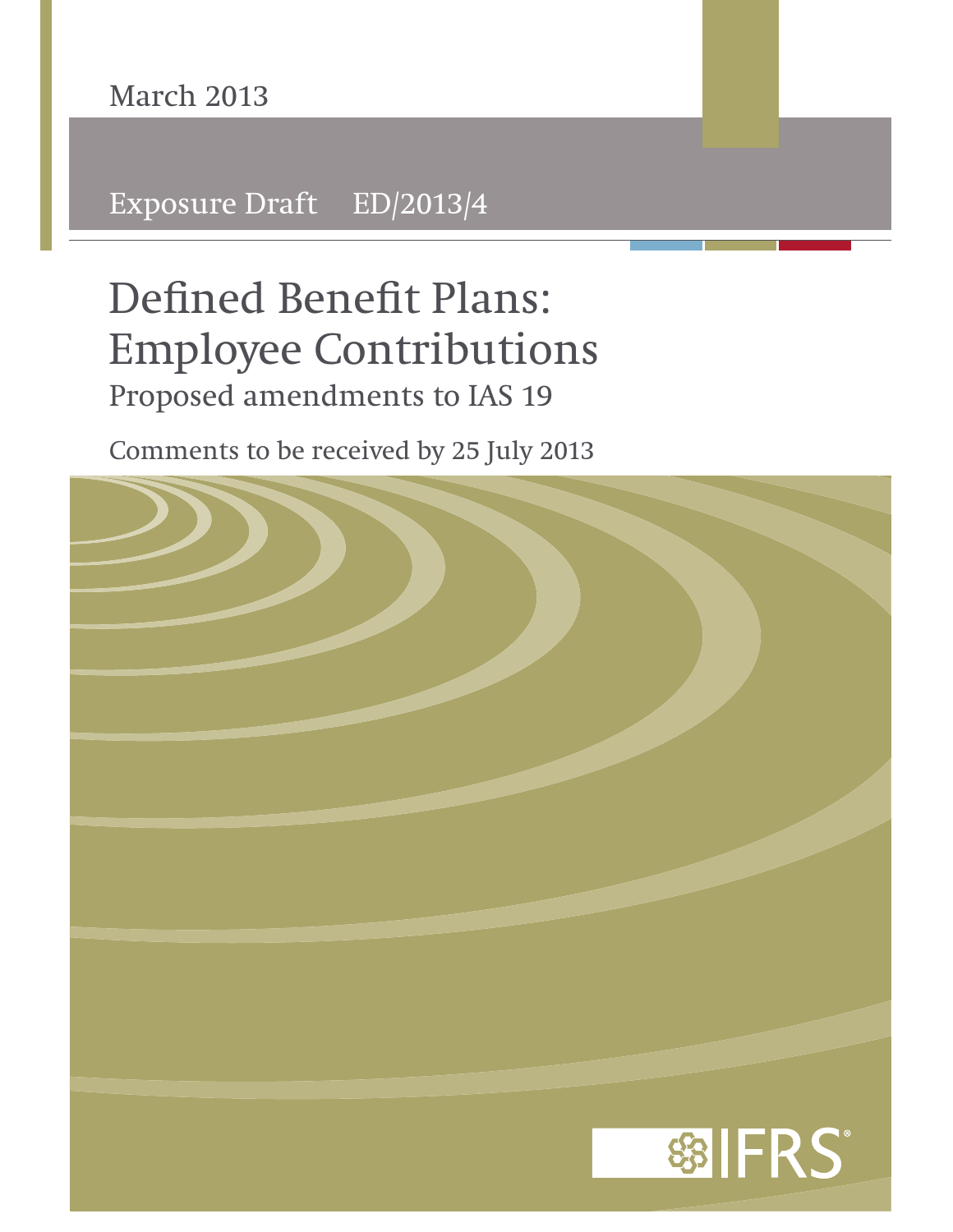March 2013

Exposure Draft ED/2013/4

# Defined Benefit Plans: Employee Contributions

## Proposed amendments to IAS 19

Comments to be received by 25 July 2013

IFRS®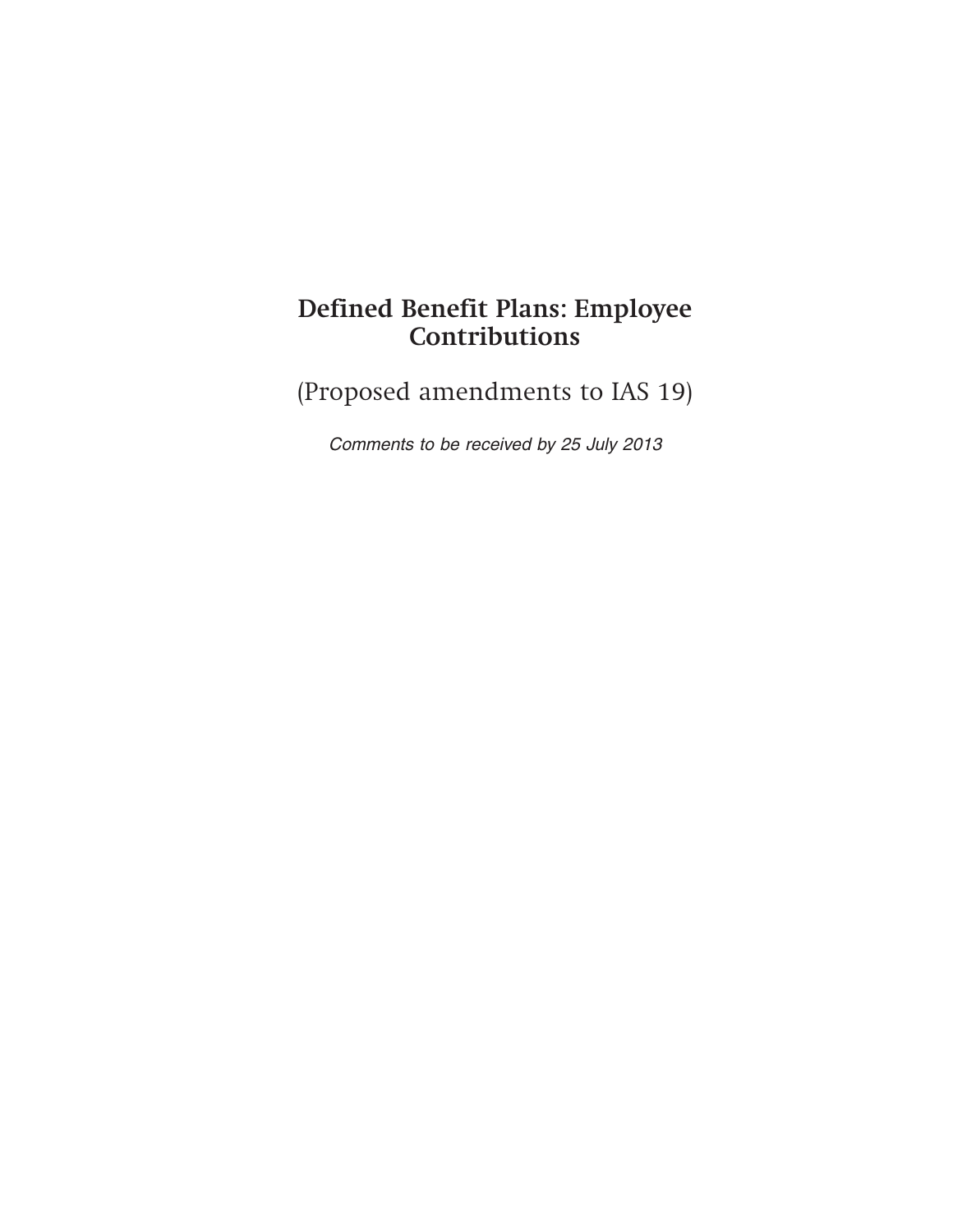# Defined Benefit Plans: Employee Contributions

(Proposed amendments to IAS 19)

*Comments to be received by 25 July 2013*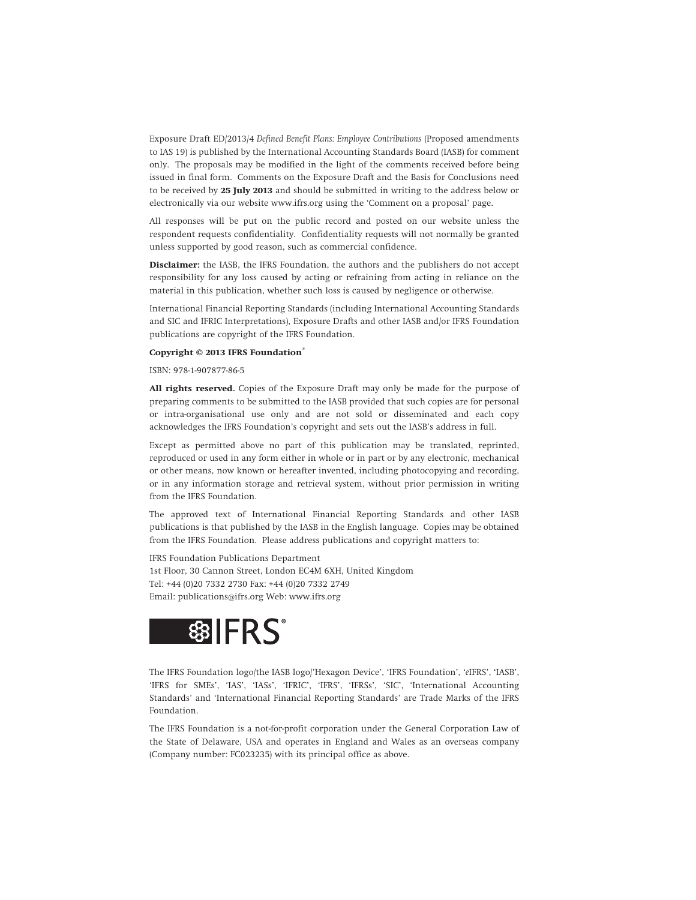Exposure Draft ED/2013/4 *Defined Benefit Plans: Employee Contributions* (Proposed amendments to IAS 19) is published by the International Accounting Standards Board (IASB) for comment only. The proposals may be modified in the light of the comments received before being issued in final form. Comments on the Exposure Draft and the Basis for Conclusions need to be received by **25 July 2013** and should be submitted in writing to the address below or electronically via our website www.ifrs.org using the 'Comment on a proposal' page.

All responses will be put on the public record and posted on our website unless the respondent requests confidentiality. Confidentiality requests will not normally be granted unless supported by good reason, such as commercial confidence.

**Disclaimer:** the IASB, the IFRS Foundation, the authors and the publishers do not accept responsibility for any loss caused by acting or refraining from acting in reliance on the material in this publication, whether such loss is caused by negligence or otherwise.

International Financial Reporting Standards (including International Accounting Standards and SIC and IFRIC Interpretations), Exposure Drafts and other IASB and/or IFRS Foundation publications are copyright of the IFRS Foundation.

**Copyright © 2013 IFRS Foundation®**

ISBN: 978-1-907877-86-5

**All rights reserved.** Copies of the Exposure Draft may only be made for the purpose of preparing comments to be submitted to the IASB provided that such copies are for personal or intra-organisational use only and are not sold or disseminated and each copy acknowledges the IFRS Foundation's copyright and sets out the IASB's address in full.

Except as permitted above no part of this publication may be translated, reprinted, reproduced or used in any form either in whole or in part or by any electronic, mechanical or other means, now known or hereafter invented, including photocopying and recording, or in any information storage and retrieval system, without prior permission in writing from the IFRS Foundation.

The approved text of International Financial Reporting Standards and other IASB publications is that published by the IASB in the English language. Copies may be obtained from the IFRS Foundation. Please address publications and copyright matters to:

IFRS Foundation Publications Department
1st Floor, 30 Cannon Street, London EC4M 6XH, United Kingdom
Tel: +44 (0)20 7332 2730 Fax: +44 (0)20 7332 2749
Email: publications@ifrs.org Web: www.ifrs.org

IFRS®

The IFRS Foundation logo/the IASB logo/'Hexagon Device', 'IFRS Foundation', '*e*IFRS', 'IASB', 'IFRS for SMEs', 'IAS', 'IASs', 'IFRIC', 'IFRS', 'IFRSs', 'SIC', 'International Accounting Standards' and 'International Financial Reporting Standards' are Trade Marks of the IFRS Foundation.

The IFRS Foundation is a not-for-profit corporation under the General Corporation Law of the State of Delaware, USA and operates in England and Wales as an overseas company (Company number: FC023235) with its principal office as above.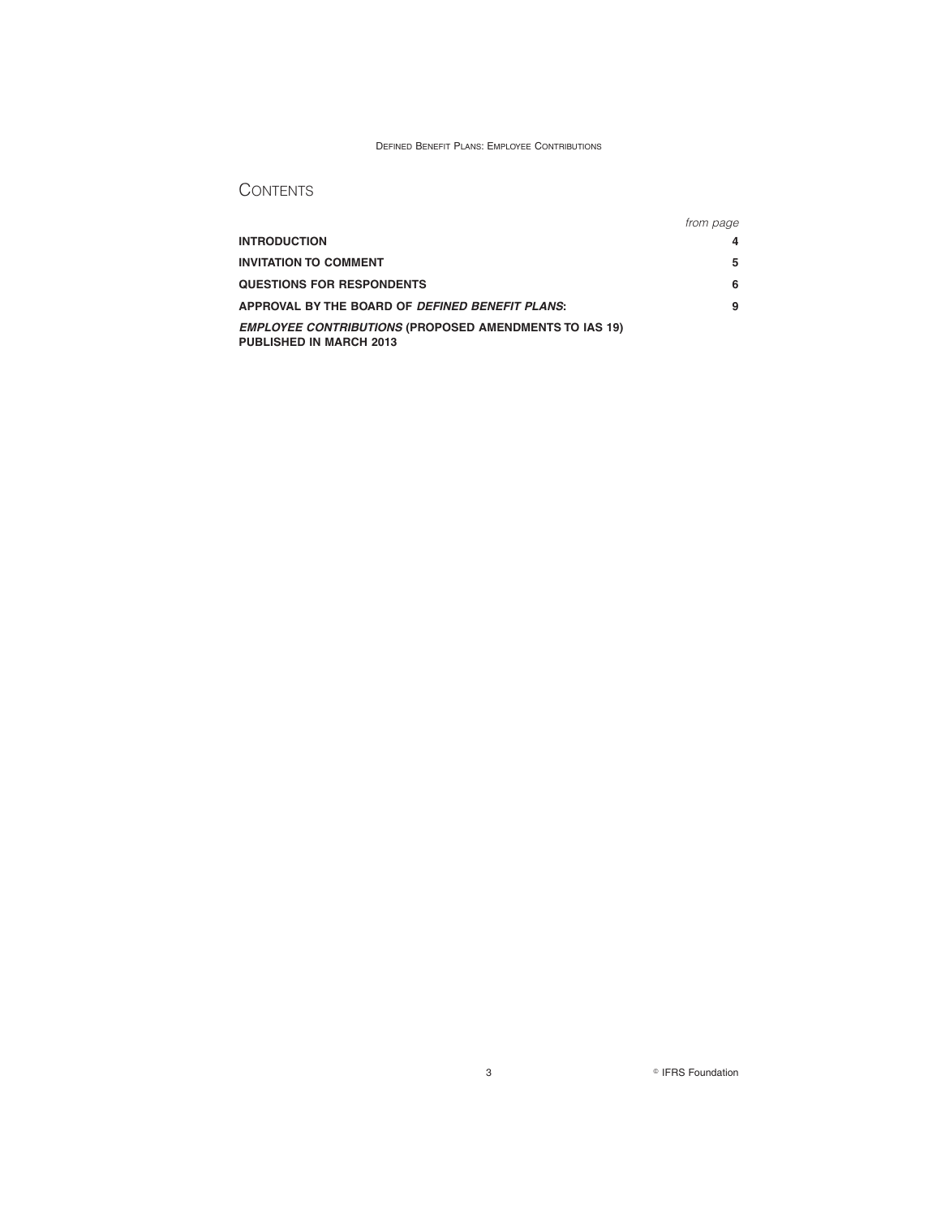# Contents

| | from page |
|---|---|
| **INTRODUCTION** | **4** |
| **INVITATION TO COMMENT** | **5** |
| **QUESTIONS FOR RESPONDENTS** | **6** |
| **APPROVAL BY THE BOARD OF *DEFINED BENEFIT PLANS*: *EMPLOYEE CONTRIBUTIONS* (PROPOSED AMENDMENTS TO IAS 19) PUBLISHED IN MARCH 2013** | **9** |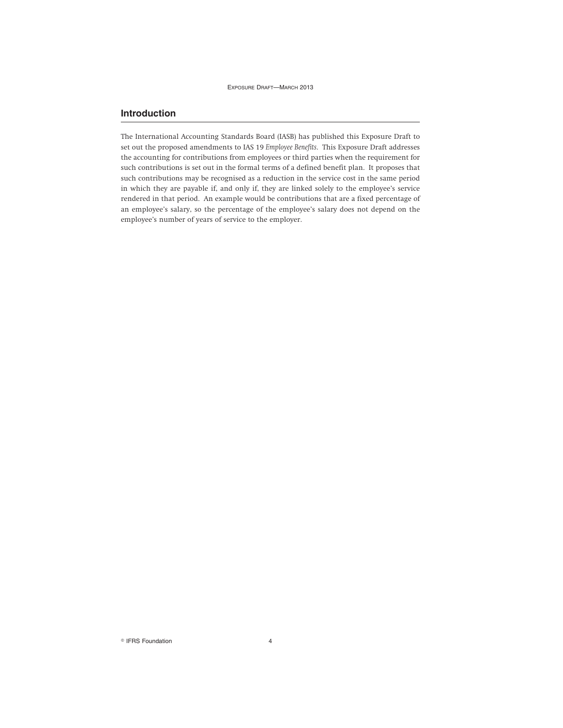## Introduction

The International Accounting Standards Board (IASB) has published this Exposure Draft to set out the proposed amendments to IAS 19 *Employee Benefits*. This Exposure Draft addresses the accounting for contributions from employees or third parties when the requirement for such contributions is set out in the formal terms of a defined benefit plan. It proposes that such contributions may be recognised as a reduction in the service cost in the same period in which they are payable if, and only if, they are linked solely to the employee's service rendered in that period. An example would be contributions that are a fixed percentage of an employee's salary, so the percentage of the employee's salary does not depend on the employee's number of years of service to the employer.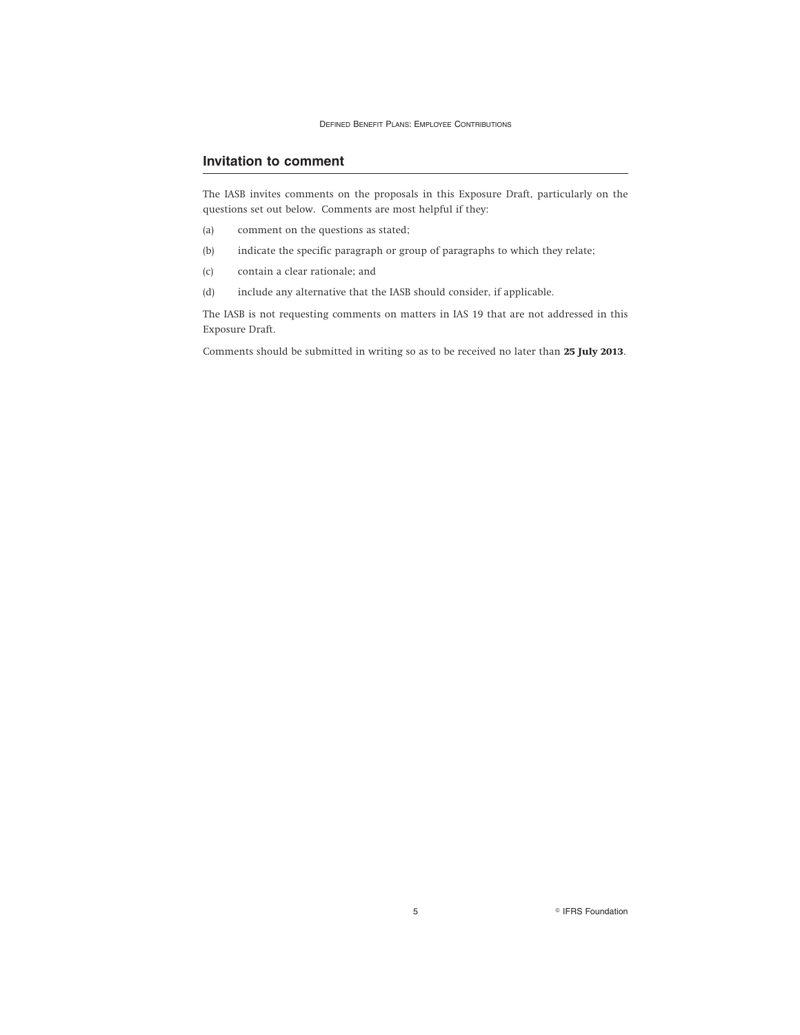## Invitation to comment

The IASB invites comments on the proposals in this Exposure Draft, particularly on the questions set out below. Comments are most helpful if they:

(a) comment on the questions as stated;

(b) indicate the specific paragraph or group of paragraphs to which they relate;

(c) contain a clear rationale; and

(d) include any alternative that the IASB should consider, if applicable.

The IASB is not requesting comments on matters in IAS 19 that are not addressed in this Exposure Draft.

Comments should be submitted in writing so as to be received no later than **25 July 2013**.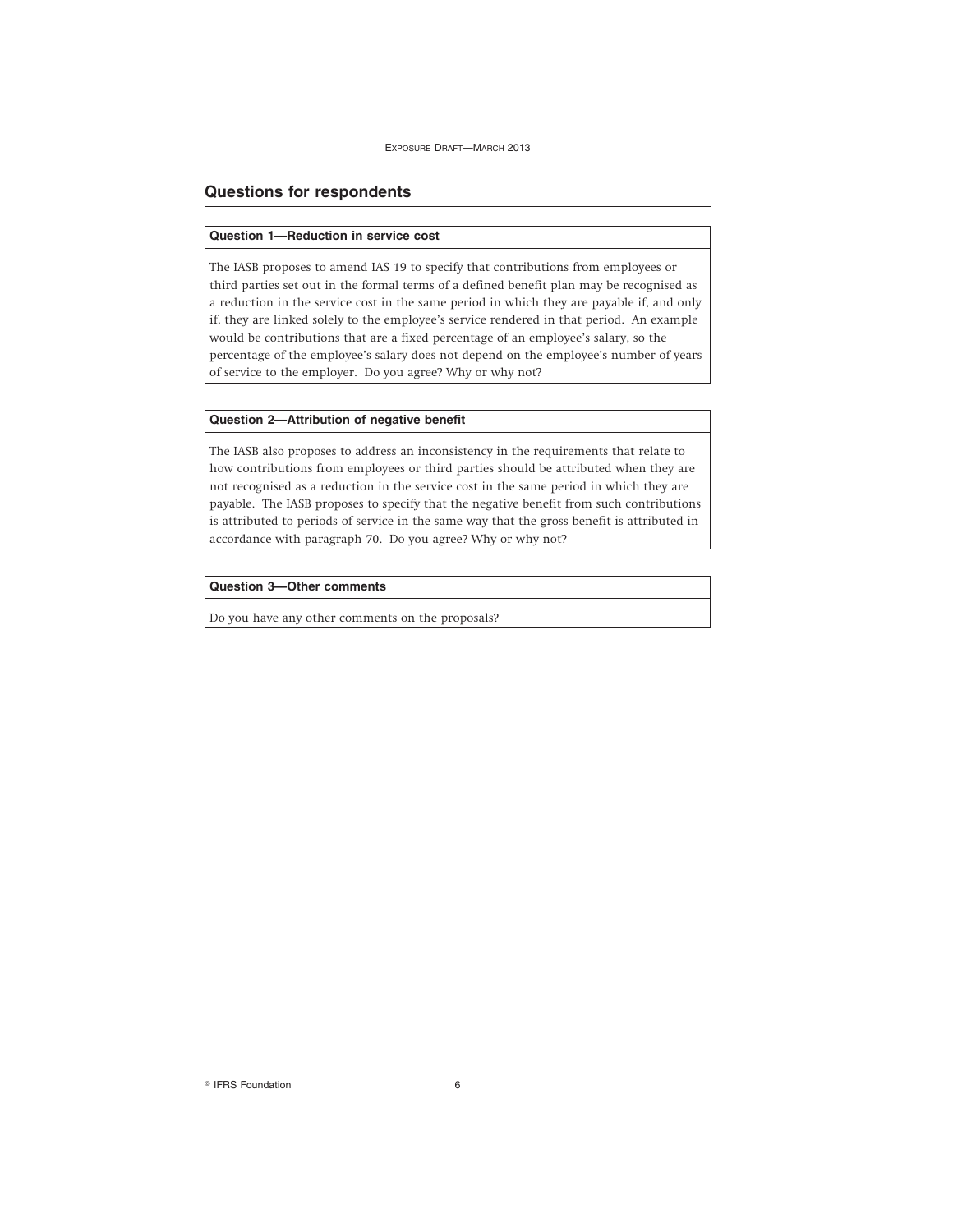## Questions for respondents

**Question 1—Reduction in service cost**

The IASB proposes to amend IAS 19 to specify that contributions from employees or third parties set out in the formal terms of a defined benefit plan may be recognised as a reduction in the service cost in the same period in which they are payable if, and only if, they are linked solely to the employee's service rendered in that period. An example would be contributions that are a fixed percentage of an employee's salary, so the percentage of the employee's salary does not depend on the employee's number of years of service to the employer. Do you agree? Why or why not?

**Question 2—Attribution of negative benefit**

The IASB also proposes to address an inconsistency in the requirements that relate to how contributions from employees or third parties should be attributed when they are not recognised as a reduction in the service cost in the same period in which they are payable. The IASB proposes to specify that the negative benefit from such contributions is attributed to periods of service in the same way that the gross benefit is attributed in accordance with paragraph 70. Do you agree? Why or why not?

**Question 3—Other comments**

Do you have any other comments on the proposals?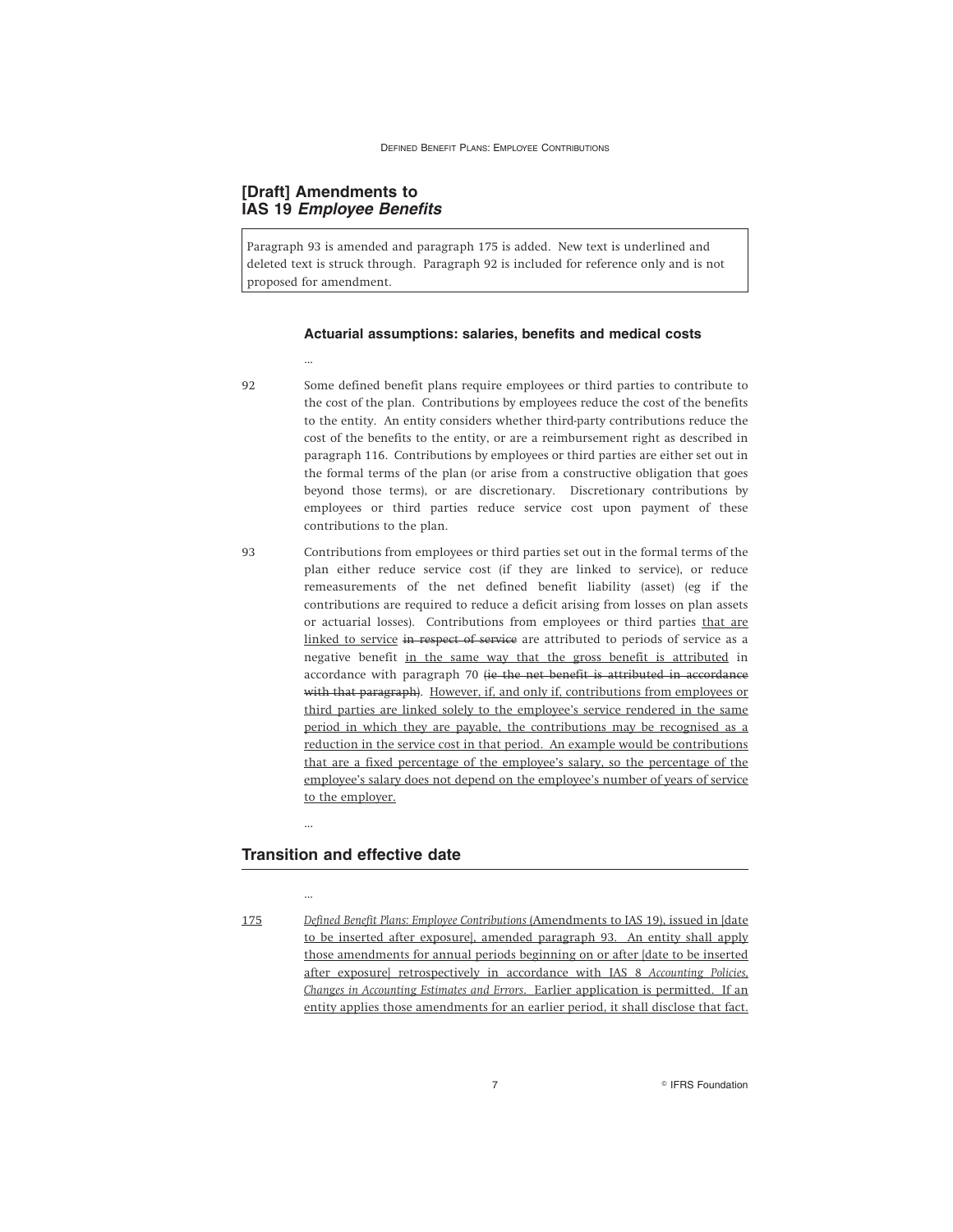## [Draft] Amendments to IAS 19 *Employee Benefits*

Paragraph 93 is amended and paragraph 175 is added. New text is underlined and deleted text is struck through. Paragraph 92 is included for reference only and is not proposed for amendment.

### Actuarial assumptions: salaries, benefits and medical costs

...

92 Some defined benefit plans require employees or third parties to contribute to the cost of the plan. Contributions by employees reduce the cost of the benefits to the entity. An entity considers whether third-party contributions reduce the cost of the benefits to the entity, or are a reimbursement right as described in paragraph 116. Contributions by employees or third parties are either set out in the formal terms of the plan (or arise from a constructive obligation that goes beyond those terms), or are discretionary. Discretionary contributions by employees or third parties reduce service cost upon payment of these contributions to the plan.

93 Contributions from employees or third parties set out in the formal terms of the plan either reduce service cost (if they are linked to service), or reduce remeasurements of the net defined benefit liability (asset) (eg if the contributions are required to reduce a deficit arising from losses on plan assets or actuarial losses). Contributions from employees or third parties <u>that are linked to service</u> ~~in respect of service~~ are attributed to periods of service as a negative benefit <u>in the same way that the gross benefit is attributed</u> in accordance with paragraph 70 ~~(ie the net benefit is attributed in accordance with that paragraph)~~. <u>However, if, and only if, contributions from employees or third parties are linked solely to the employee's service rendered in the same period in which they are payable, the contributions may be recognised as a reduction in the service cost in that period. An example would be contributions that are a fixed percentage of the employee's salary, so the percentage of the employee's salary does not depend on the employee's number of years of service to the employer.</u>

...

## Transition and effective date

...

<u>175</u> <u>*Defined Benefit Plans: Employee Contributions* (Amendments to IAS 19), issued in [date to be inserted after exposure], amended paragraph 93. An entity shall apply those amendments for annual periods beginning on or after [date to be inserted after exposure] retrospectively in accordance with IAS 8 *Accounting Policies, Changes in Accounting Estimates and Errors*. Earlier application is permitted. If an entity applies those amendments for an earlier period, it shall disclose that fact.</u>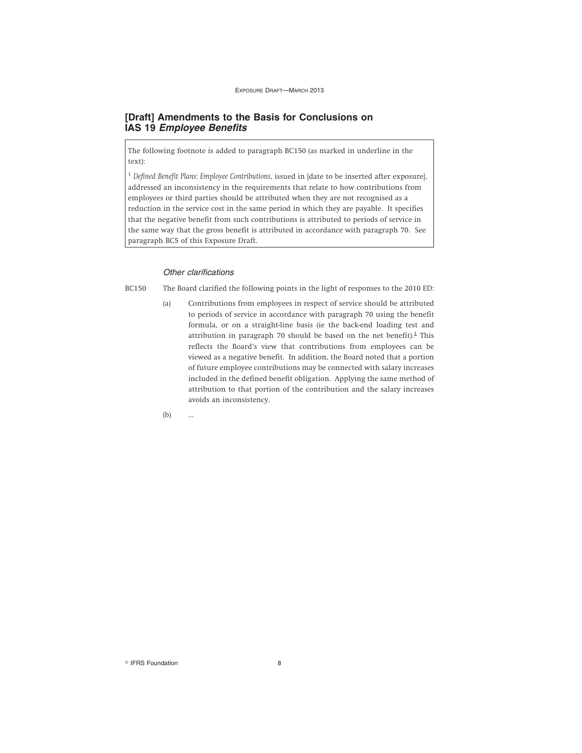## [Draft] Amendments to the Basis for Conclusions on IAS 19 *Employee Benefits*

The following footnote is added to paragraph BC150 (as marked in underline in the text):

[1] *Defined Benefit Plans: Employee Contributions*, issued in [date to be inserted after exposure], addressed an inconsistency in the requirements that relate to how contributions from employees or third parties should be attributed when they are not recognised as a reduction in the service cost in the same period in which they are payable. It specifies that the negative benefit from such contributions is attributed to periods of service in the same way that the gross benefit is attributed in accordance with paragraph 70. See paragraph BC5 of this Exposure Draft.

### *Other clarifications*

BC150 The Board clarified the following points in the light of responses to the 2010 ED:

(a) Contributions from employees in respect of service should be attributed to periods of service in accordance with paragraph 70 using the benefit formula, or on a straight-line basis (ie the back-end loading test and attribution in paragraph 70 should be based on the net benefit).[1] This reflects the Board's view that contributions from employees can be viewed as a negative benefit. In addition, the Board noted that a portion of future employee contributions may be connected with salary increases included in the defined benefit obligation. Applying the same method of attribution to that portion of the contribution and the salary increases avoids an inconsistency.

(b) ...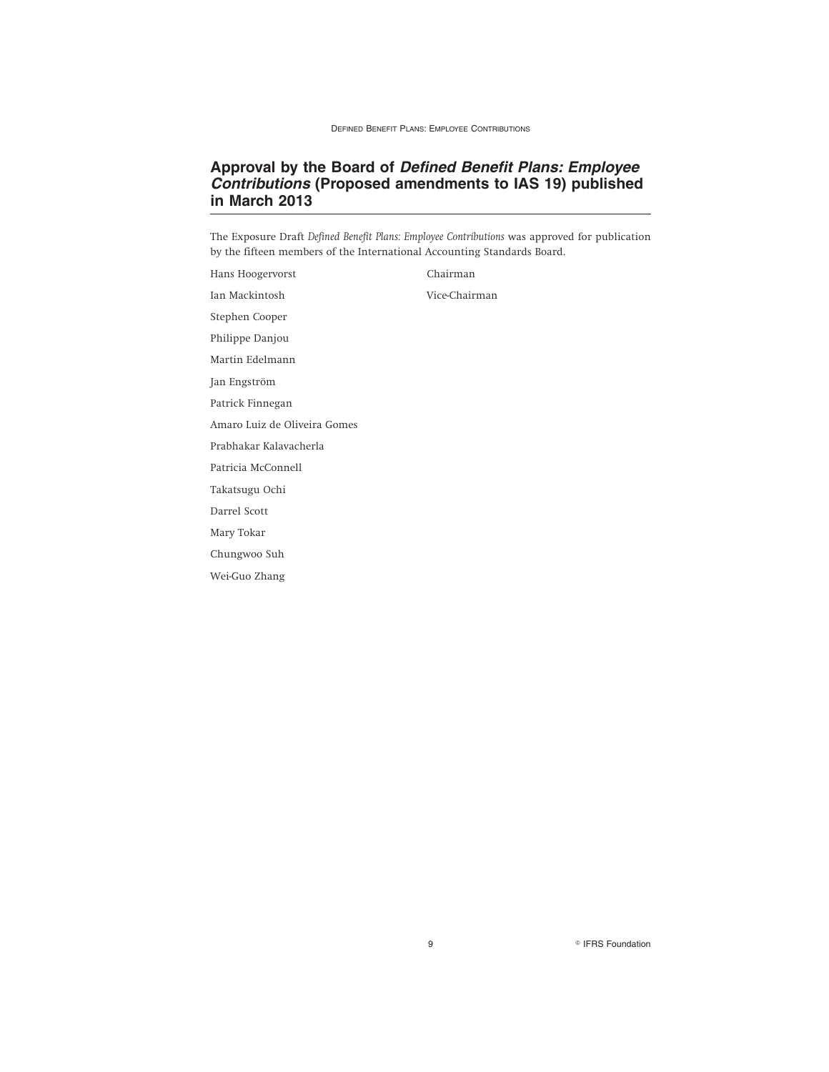## Approval by the Board of *Defined Benefit Plans: Employee Contributions* (Proposed amendments to IAS 19) published in March 2013

The Exposure Draft *Defined Benefit Plans: Employee Contributions* was approved for publication by the fifteen members of the International Accounting Standards Board.

| | |
|---|---|
| Hans Hoogervorst | Chairman |
| Ian Mackintosh | Vice-Chairman |
| Stephen Cooper | |
| Philippe Danjou | |
| Martin Edelmann | |
| Jan Engström | |
| Patrick Finnegan | |
| Amaro Luiz de Oliveira Gomes | |
| Prabhakar Kalavacherla | |
| Patricia McConnell | |
| Takatsugu Ochi | |
| Darrel Scott | |
| Mary Tokar | |
| Chungwoo Suh | |
| Wei-Guo Zhang | |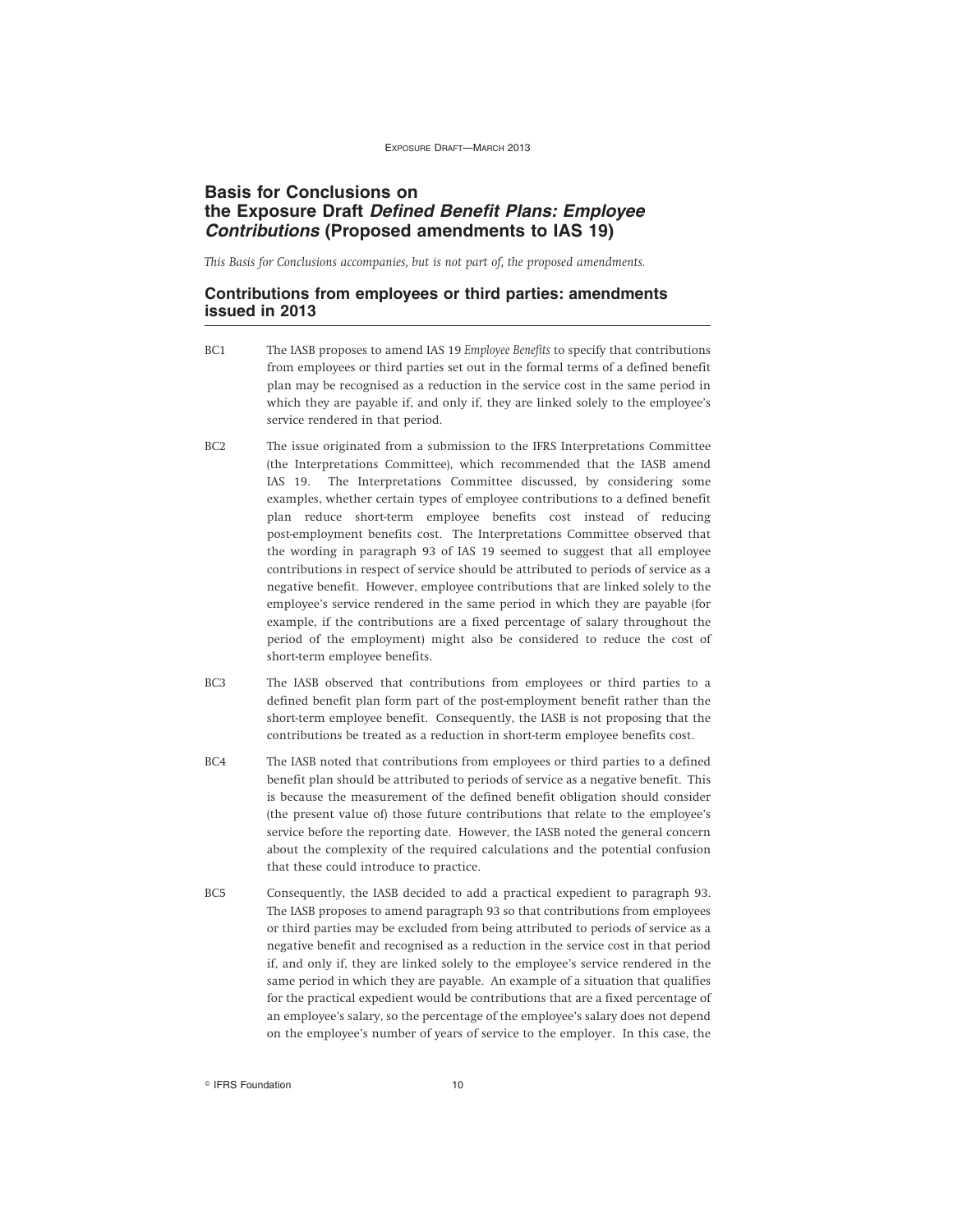# Basis for Conclusions on the Exposure Draft *Defined Benefit Plans: Employee Contributions* (Proposed amendments to IAS 19)

*This Basis for Conclusions accompanies, but is not part of, the proposed amendments.*

## Contributions from employees or third parties: amendments issued in 2013

BC1 The IASB proposes to amend IAS 19 *Employee Benefits* to specify that contributions from employees or third parties set out in the formal terms of a defined benefit plan may be recognised as a reduction in the service cost in the same period in which they are payable if, and only if, they are linked solely to the employee's service rendered in that period.

BC2 The issue originated from a submission to the IFRS Interpretations Committee (the Interpretations Committee), which recommended that the IASB amend IAS 19. The Interpretations Committee discussed, by considering some examples, whether certain types of employee contributions to a defined benefit plan reduce short-term employee benefits cost instead of reducing post-employment benefits cost. The Interpretations Committee observed that the wording in paragraph 93 of IAS 19 seemed to suggest that all employee contributions in respect of service should be attributed to periods of service as a negative benefit. However, employee contributions that are linked solely to the employee's service rendered in the same period in which they are payable (for example, if the contributions are a fixed percentage of salary throughout the period of the employment) might also be considered to reduce the cost of short-term employee benefits.

BC3 The IASB observed that contributions from employees or third parties to a defined benefit plan form part of the post-employment benefit rather than the short-term employee benefit. Consequently, the IASB is not proposing that the contributions be treated as a reduction in short-term employee benefits cost.

BC4 The IASB noted that contributions from employees or third parties to a defined benefit plan should be attributed to periods of service as a negative benefit. This is because the measurement of the defined benefit obligation should consider (the present value of) those future contributions that relate to the employee's service before the reporting date. However, the IASB noted the general concern about the complexity of the required calculations and the potential confusion that these could introduce to practice.

BC5 Consequently, the IASB decided to add a practical expedient to paragraph 93. The IASB proposes to amend paragraph 93 so that contributions from employees or third parties may be excluded from being attributed to periods of service as a negative benefit and recognised as a reduction in the service cost in that period if, and only if, they are linked solely to the employee's service rendered in the same period in which they are payable. An example of a situation that qualifies for the practical expedient would be contributions that are a fixed percentage of an employee's salary, so the percentage of the employee's salary does not depend on the employee's number of years of service to the employer. In this case, the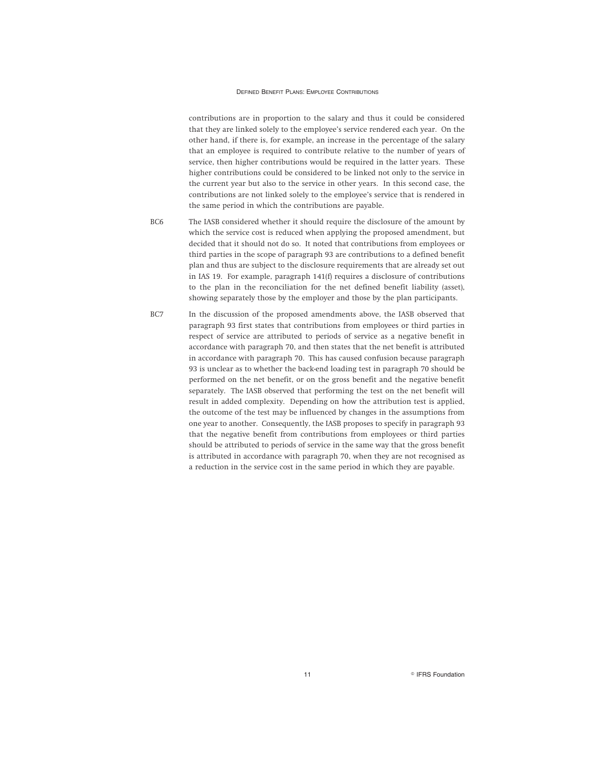contributions are in proportion to the salary and thus it could be considered that they are linked solely to the employee's service rendered each year. On the other hand, if there is, for example, an increase in the percentage of the salary that an employee is required to contribute relative to the number of years of service, then higher contributions would be required in the latter years. These higher contributions could be considered to be linked not only to the service in the current year but also to the service in other years. In this second case, the contributions are not linked solely to the employee's service that is rendered in the same period in which the contributions are payable.

BC6 The IASB considered whether it should require the disclosure of the amount by which the service cost is reduced when applying the proposed amendment, but decided that it should not do so. It noted that contributions from employees or third parties in the scope of paragraph 93 are contributions to a defined benefit plan and thus are subject to the disclosure requirements that are already set out in IAS 19. For example, paragraph 141(f) requires a disclosure of contributions to the plan in the reconciliation for the net defined benefit liability (asset), showing separately those by the employer and those by the plan participants.

BC7 In the discussion of the proposed amendments above, the IASB observed that paragraph 93 first states that contributions from employees or third parties in respect of service are attributed to periods of service as a negative benefit in accordance with paragraph 70, and then states that the net benefit is attributed in accordance with paragraph 70. This has caused confusion because paragraph 93 is unclear as to whether the back-end loading test in paragraph 70 should be performed on the net benefit, or on the gross benefit and the negative benefit separately. The IASB observed that performing the test on the net benefit will result in added complexity. Depending on how the attribution test is applied, the outcome of the test may be influenced by changes in the assumptions from one year to another. Consequently, the IASB proposes to specify in paragraph 93 that the negative benefit from contributions from employees or third parties should be attributed to periods of service in the same way that the gross benefit is attributed in accordance with paragraph 70, when they are not recognised as a reduction in the service cost in the same period in which they are payable.